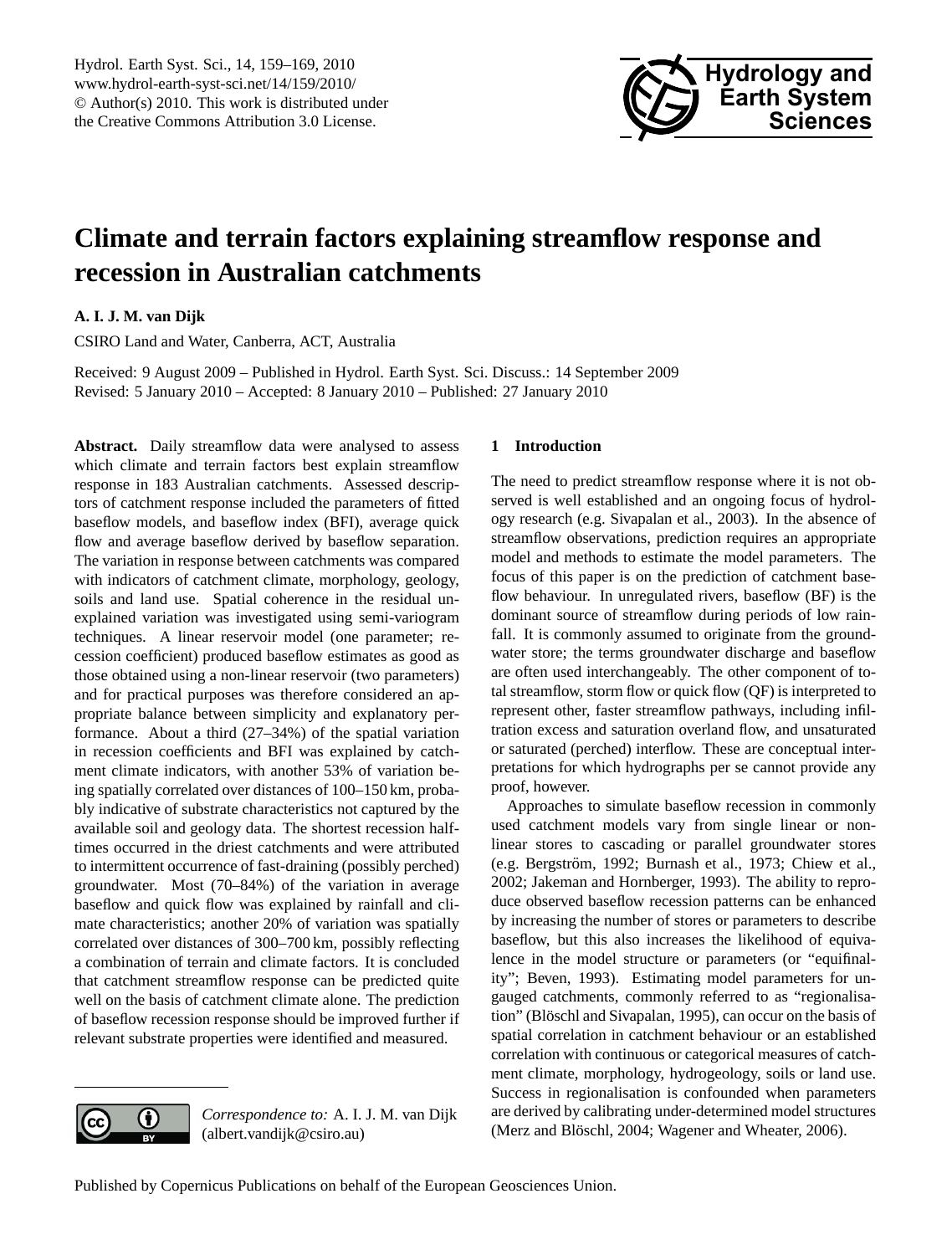# Climate and terrain factors explaining streamflow response and recession in Australian catchments

**A. I. J. M. van Dijk**

CSIRO Land and Water, Canberra, ACT, Australia

Received: 9 August 2009 – Published in Hydrol. Earth Syst. Sci. Discuss.: 14 September 2009
Revised: 5 January 2010 – Accepted: 8 January 2010 – Published: 27 January 2010

**Abstract.** Daily streamflow data were analysed to assess which climate and terrain factors best explain streamflow response in 183 Australian catchments. Assessed descriptors of catchment response included the parameters of fitted baseflow models, and baseflow index (BFI), average quick flow and average baseflow derived by baseflow separation. The variation in response between catchments was compared with indicators of catchment climate, morphology, geology, soils and land use. Spatial coherence in the residual unexplained variation was investigated using semi-variogram techniques. A linear reservoir model (one parameter; recession coefficient) produced baseflow estimates as good as those obtained using a non-linear reservoir (two parameters) and for practical purposes was therefore considered an appropriate balance between simplicity and explanatory performance. About a third (27–34%) of the spatial variation in recession coefficients and BFI was explained by catchment climate indicators, with another 53% of variation being spatially correlated over distances of 100–150 km, probably indicative of substrate characteristics not captured by the available soil and geology data. The shortest recession halftimes occurred in the driest catchments and were attributed to intermittent occurrence of fast-draining (possibly perched) groundwater. Most (70–84%) of the variation in average baseflow and quick flow was explained by rainfall and climate characteristics; another 20% of variation was spatially correlated over distances of 300–700 km, possibly reflecting a combination of terrain and climate factors. It is concluded that catchment streamflow response can be predicted quite well on the basis of catchment climate alone. The prediction of baseflow recession response should be improved further if relevant substrate properties were identified and measured.

## 1 Introduction

The need to predict streamflow response where it is not observed is well established and an ongoing focus of hydrology research (e.g. Sivapalan et al., 2003). In the absence of streamflow observations, prediction requires an appropriate model and methods to estimate the model parameters. The focus of this paper is on the prediction of catchment baseflow behaviour. In unregulated rivers, baseflow (BF) is the dominant source of streamflow during periods of low rainfall. It is commonly assumed to originate from the groundwater store; the terms groundwater discharge and baseflow are often used interchangeably. The other component of total streamflow, storm flow or quick flow (QF) is interpreted to represent other, faster streamflow pathways, including infiltration excess and saturation overland flow, and unsaturated or saturated (perched) interflow. These are conceptual interpretations for which hydrographs per se cannot provide any proof, however.

Approaches to simulate baseflow recession in commonly used catchment models vary from single linear or nonlinear stores to cascading or parallel groundwater stores (e.g. Bergström, 1992; Burnash et al., 1973; Chiew et al., 2002; Jakeman and Hornberger, 1993). The ability to reproduce observed baseflow recession patterns can be enhanced by increasing the number of stores or parameters to describe baseflow, but this also increases the likelihood of equivalence in the model structure or parameters (or "equifinality"; Beven, 1993). Estimating model parameters for ungauged catchments, commonly referred to as "regionalisation" (Blöschl and Sivapalan, 1995), can occur on the basis of spatial correlation in catchment behaviour or an established correlation with continuous or categorical measures of catchment climate, morphology, hydrogeology, soils or land use. Success in regionalisation is confounded when parameters are derived by calibrating under-determined model structures (Merz and Blöschl, 2004; Wagener and Wheater, 2006).

*Correspondence to:* A. I. J. M. van Dijk (albert.vandijk@csiro.au)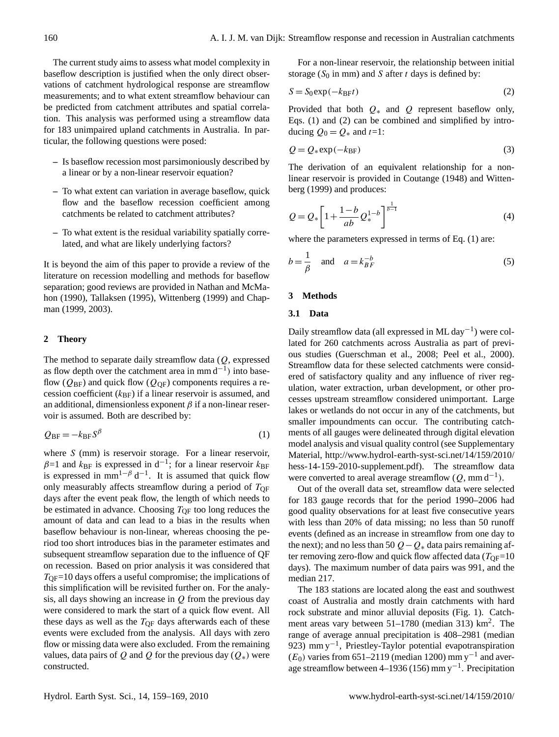The current study aims to assess what model complexity in baseflow description is justified when the only direct observations of catchment hydrological response are streamflow measurements; and to what extent streamflow behaviour can be predicted from catchment attributes and spatial correlation. This analysis was performed using a streamflow data for 183 unimpaired upland catchments in Australia. In particular, the following questions were posed:

– Is baseflow recession most parsimoniously described by a linear or by a non-linear reservoir equation?

– To what extent can variation in average baseflow, quick flow and the baseflow recession coefficient among catchments be related to catchment attributes?

– To what extent is the residual variability spatially correlated, and what are likely underlying factors?

It is beyond the aim of this paper to provide a review of the literature on recession modelling and methods for baseflow separation; good reviews are provided in Nathan and McMahon (1990), Tallaksen (1995), Wittenberg (1999) and Chapman (1999, 2003).

## 2 Theory

The method to separate daily streamflow data ($Q$, expressed as flow depth over the catchment area in mm d$^{-1}$) into baseflow ($Q_{\mathrm{BF}}$) and quick flow ($Q_{\mathrm{QF}}$) components requires a recession coefficient ($k_{\mathrm{BF}}$) if a linear reservoir is assumed, and an additional, dimensionless exponent $\beta$ if a non-linear reservoir is assumed. Both are described by:

$$Q_{\mathrm{BF}} = -k_{\mathrm{BF}} S^{\beta} \tag{1}$$

where $S$ (mm) is reservoir storage. For a linear reservoir, $\beta$=1 and $k_{\mathrm{BF}}$ is expressed in d$^{-1}$; for a linear reservoir $k_{\mathrm{BF}}$ is expressed in mm$^{1-\beta}$ d$^{-1}$. It is assumed that quick flow only measurably affects streamflow during a period of $T_{\mathrm{QF}}$ days after the event peak flow, the length of which needs to be estimated in advance. Choosing $T_{\mathrm{QF}}$ too long reduces the amount of data and can lead to a bias in the results when baseflow behaviour is non-linear, whereas choosing the period too short introduces bias in the parameter estimates and subsequent streamflow separation due to the influence of QF on recession. Based on prior analysis it was considered that $T_{\mathrm{QF}}$=10 days offers a useful compromise; the implications of this simplification will be revisited further on. For the analysis, all days showing an increase in $Q$ from the previous day were considered to mark the start of a quick flow event. All these days as well as the $T_{\mathrm{QF}}$ days afterwards each of these events were excluded from the analysis. All days with zero flow or missing data were also excluded. From the remaining values, data pairs of $Q$ and $Q$ for the previous day ($Q_*$) were constructed.

For a non-linear reservoir, the relationship between initial storage ($S_0$ in mm) and $S$ after $t$ days is defined by:

$$S = S_0 \exp(-k_{\mathrm{BF}} t) \tag{2}$$

Provided that both $Q_*$ and $Q$ represent baseflow only, Eqs. (1) and (2) can be combined and simplified by introducing $Q_0 = Q_*$ and $t$=1:

$$Q = Q_* \exp(-k_{\mathrm{BF}}) \tag{3}$$

The derivation of an equivalent relationship for a non-linear reservoir is provided in Coutange (1948) and Wittenberg (1999) and produces:

$$Q = Q_* \left[1 + \frac{1-b}{ab} Q_*^{1-b}\right]^{\frac{1}{b-1}} \tag{4}$$

where the parameters expressed in terms of Eq. (1) are:

$$b = \frac{1}{\beta} \quad \text{and} \quad a = k_{BF}^{-b} \tag{5}$$

## 3 Methods

### 3.1 Data

Daily streamflow data (all expressed in ML day$^{-1}$) were collated for 260 catchments across Australia as part of previous studies (Guerschman et al., 2008; Peel et al., 2000). Streamflow data for these selected catchments were considered of satisfactory quality and any influence of river regulation, water extraction, urban development, or other processes upstream streamflow considered unimportant. Large lakes or wetlands do not occur in any of the catchments, but smaller impoundments can occur. The contributing catchments of all gauges were delineated through digital elevation model analysis and visual quality control (see Supplementary Material, http://www.hydrol-earth-syst-sci.net/14/159/2010/hess-14-159-2010-supplement.pdf). The streamflow data were converted to areal average streamflow ($Q$, mm d$^{-1}$).

Out of the overall data set, streamflow data were selected for 183 gauge records that for the period 1990–2006 had good quality observations for at least five consecutive years with less than 20% of data missing; no less than 50 runoff events (defined as an increase in streamflow from one day to the next); and no less than 50 $Q - Q_*$ data pairs remaining after removing zero-flow and quick flow affected data ($T_{\mathrm{QF}}$=10 days). The maximum number of data pairs was 991, and the median 217.

The 183 stations are located along the east and southwest coast of Australia and mostly drain catchments with hard rock substrate and minor alluvial deposits (Fig. 1). Catchment areas vary between 51–1780 (median 313) km$^2$. The range of average annual precipitation is 408–2981 (median 923) mm y$^{-1}$, Priestley-Taylor potential evapotranspiration ($E_0$) varies from 651–2119 (median 1200) mm y$^{-1}$ and average streamflow between 4–1936 (156) mm y$^{-1}$. Precipitation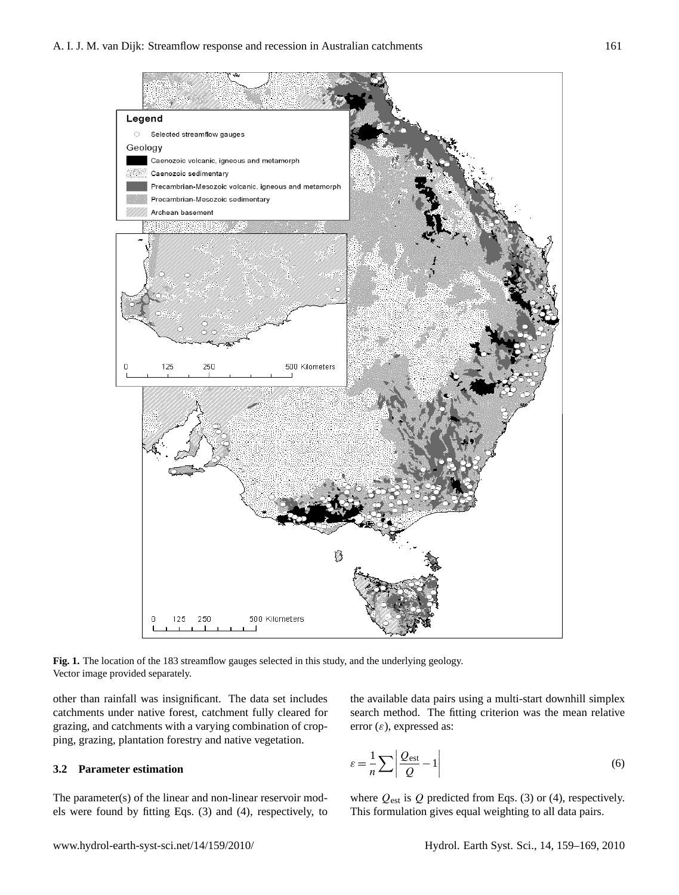**Fig. 1.** The location of the 183 streamflow gauges selected in this study, and the underlying geology. Vector image provided separately.

other than rainfall was insignificant. The data set includes catchments under native forest, catchment fully cleared for grazing, and catchments with a varying combination of cropping, grazing, plantation forestry and native vegetation.

### 3.2 Parameter estimation

The parameter(s) of the linear and non-linear reservoir models were found by fitting Eqs. (3) and (4), respectively, to the available data pairs using a multi-start downhill simplex search method. The fitting criterion was the mean relative error ($\varepsilon$), expressed as:

$$\varepsilon = \frac{1}{n}\sum\left|\frac{Q_{\text{est}}}{Q} - 1\right| \tag{6}$$

where $Q_{\text{est}}$ is $Q$ predicted from Eqs. (3) or (4), respectively. This formulation gives equal weighting to all data pairs.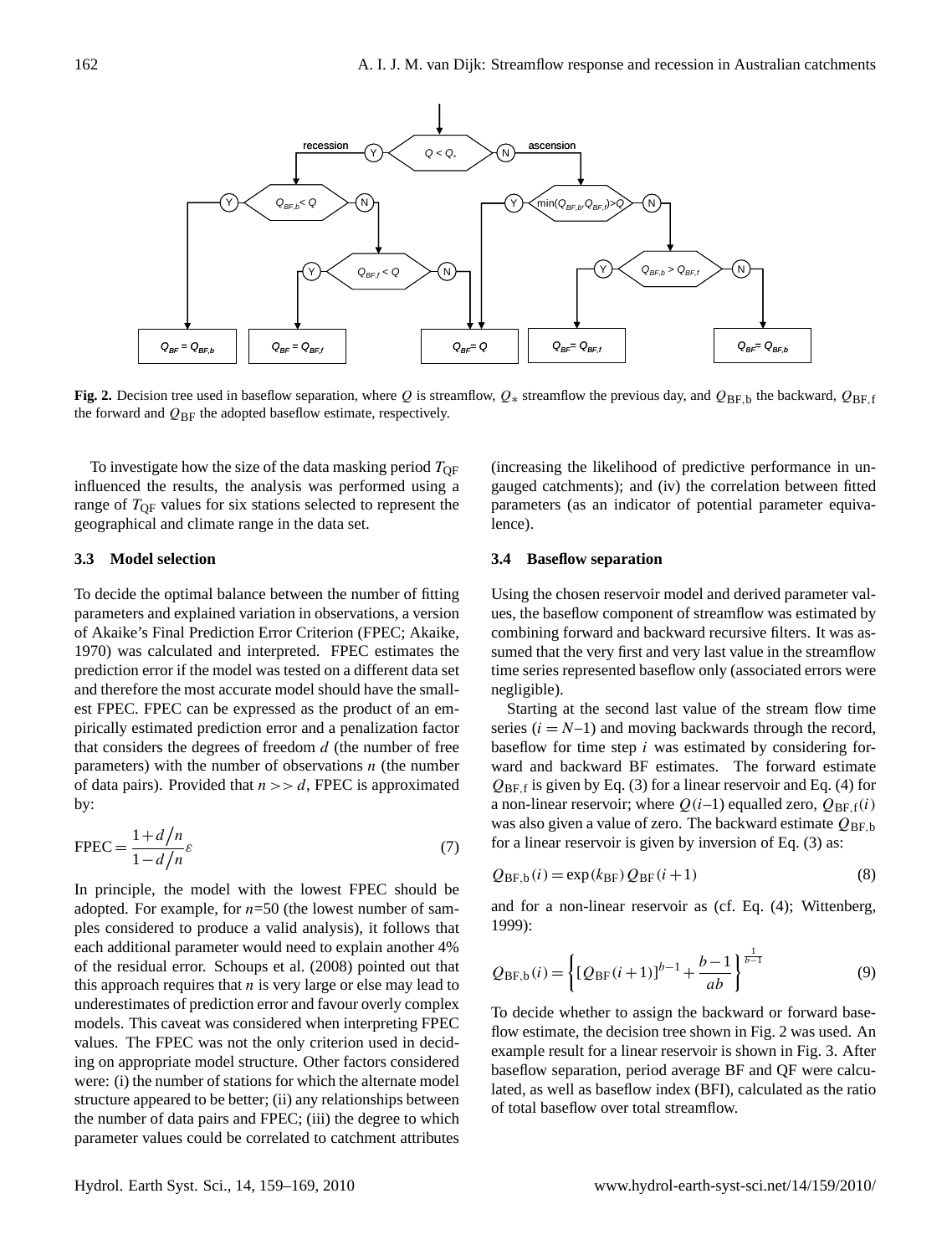**Fig. 2.** Decision tree used in baseflow separation, where $Q$ is streamflow, $Q_*$ streamflow the previous day, and $Q_{\mathrm{BF,b}}$ the backward, $Q_{\mathrm{BF,f}}$ the forward and $Q_{\mathrm{BF}}$ the adopted baseflow estimate, respectively.

To investigate how the size of the data masking period $T_{\mathrm{QF}}$ influenced the results, the analysis was performed using a range of $T_{\mathrm{QF}}$ values for six stations selected to represent the geographical and climate range in the data set.

### 3.3 Model selection

To decide the optimal balance between the number of fitting parameters and explained variation in observations, a version of Akaike's Final Prediction Error Criterion (FPEC; Akaike, 1970) was calculated and interpreted. FPEC estimates the prediction error if the model was tested on a different data set and therefore the most accurate model should have the smallest FPEC. FPEC can be expressed as the product of an empirically estimated prediction error and a penalization factor that considers the degrees of freedom $d$ (the number of free parameters) with the number of observations $n$ (the number of data pairs). Provided that $n >> d$, FPEC is approximated by:

$$\mathrm{FPEC} = \frac{1+d/n}{1-d/n}\varepsilon \tag{7}$$

In principle, the model with the lowest FPEC should be adopted. For example, for $n$=50 (the lowest number of samples considered to produce a valid analysis), it follows that each additional parameter would need to explain another 4% of the residual error. Schoups et al. (2008) pointed out that this approach requires that $n$ is very large or else may lead to underestimates of prediction error and favour overly complex models. This caveat was considered when interpreting FPEC values. The FPEC was not the only criterion used in deciding on appropriate model structure. Other factors considered were: (i) the number of stations for which the alternate model structure appeared to be better; (ii) any relationships between the number of data pairs and FPEC; (iii) the degree to which parameter values could be correlated to catchment attributes (increasing the likelihood of predictive performance in ungauged catchments); and (iv) the correlation between fitted parameters (as an indicator of potential parameter equivalence).

### 3.4 Baseflow separation

Using the chosen reservoir model and derived parameter values, the baseflow component of streamflow was estimated by combining forward and backward recursive filters. It was assumed that the very first and very last value in the streamflow time series represented baseflow only (associated errors were negligible).

Starting at the second last value of the stream flow time series ($i = N$–1) and moving backwards through the record, baseflow for time step $i$ was estimated by considering forward and backward BF estimates. The forward estimate $Q_{\mathrm{BF,f}}$ is given by Eq. (3) for a linear reservoir and Eq. (4) for a non-linear reservoir; where $Q(i$–$1)$ equalled zero, $Q_{\mathrm{BF,f}}(i)$ was also given a value of zero. The backward estimate $Q_{\mathrm{BF,b}}$ for a linear reservoir is given by inversion of Eq. (3) as:

$$Q_{\mathrm{BF,b}}(i) = \exp(k_{\mathrm{BF}})\, Q_{\mathrm{BF}}(i+1) \tag{8}$$

and for a non-linear reservoir as (cf. Eq. (4); Wittenberg, 1999):

$$Q_{\mathrm{BF,b}}(i) = \left\{ \left[Q_{\mathrm{BF}}(i+1)\right]^{b-1} + \frac{b-1}{ab} \right\}^{\frac{1}{b-1}} \tag{9}$$

To decide whether to assign the backward or forward baseflow estimate, the decision tree shown in Fig. 2 was used. An example result for a linear reservoir is shown in Fig. 3. After baseflow separation, period average BF and QF were calculated, as well as baseflow index (BFI), calculated as the ratio of total baseflow over total streamflow.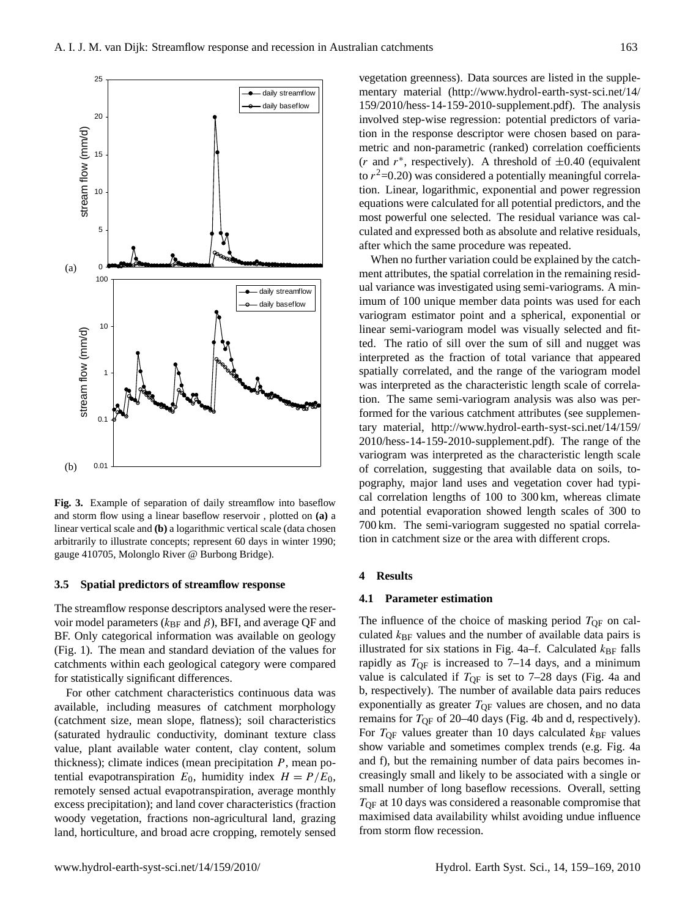**Fig. 3.** Example of separation of daily streamflow into baseflow and storm flow using a linear baseflow reservoir , plotted on **(a)** a linear vertical scale and **(b)** a logarithmic vertical scale (data chosen arbitrarily to illustrate concepts; represent 60 days in winter 1990; gauge 410705, Molonglo River @ Burbong Bridge).

### 3.5 Spatial predictors of streamflow response

The streamflow response descriptors analysed were the reservoir model parameters ($k_{\mathrm{BF}}$ and $\beta$), BFI, and average QF and BF. Only categorical information was available on geology (Fig. 1). The mean and standard deviation of the values for catchments within each geological category were compared for statistically significant differences.

For other catchment characteristics continuous data was available, including measures of catchment morphology (catchment size, mean slope, flatness); soil characteristics (saturated hydraulic conductivity, dominant texture class value, plant available water content, clay content, solum thickness); climate indices (mean precipitation $P$, mean potential evapotranspiration $E_0$, humidity index $H = P/E_0$, remotely sensed actual evapotranspiration, average monthly excess precipitation); and land cover characteristics (fraction woody vegetation, fractions non-agricultural land, grazing land, horticulture, and broad acre cropping, remotely sensed vegetation greenness). Data sources are listed in the supplementary material (http://www.hydrol-earth-syst-sci.net/14/159/2010/hess-14-159-2010-supplement.pdf). The analysis involved step-wise regression: potential predictors of variation in the response descriptor were chosen based on parametric and non-parametric (ranked) correlation coefficients ($r$ and $r^*$, respectively). A threshold of $\pm 0.40$ (equivalent to $r^2$=0.20) was considered a potentially meaningful correlation. Linear, logarithmic, exponential and power regression equations were calculated for all potential predictors, and the most powerful one selected. The residual variance was calculated and expressed both as absolute and relative residuals, after which the same procedure was repeated.

When no further variation could be explained by the catchment attributes, the spatial correlation in the remaining residual variance was investigated using semi-variograms. A minimum of 100 unique member data points was used for each variogram estimator point and a spherical, exponential or linear semi-variogram model was visually selected and fitted. The ratio of sill over the sum of sill and nugget was interpreted as the fraction of total variance that appeared spatially correlated, and the range of the variogram model was interpreted as the characteristic length scale of correlation. The same semi-variogram analysis was also was performed for the various catchment attributes (see supplementary material, http://www.hydrol-earth-syst-sci.net/14/159/2010/hess-14-159-2010-supplement.pdf). The range of the variogram was interpreted as the characteristic length scale of correlation, suggesting that available data on soils, topography, major land uses and vegetation cover had typical correlation lengths of 100 to 300 km, whereas climate and potential evaporation showed length scales of 300 to 700 km. The semi-variogram suggested no spatial correlation in catchment size or the area with different crops.

## 4 Results

### 4.1 Parameter estimation

The influence of the choice of masking period $T_{\mathrm{QF}}$ on calculated $k_{\mathrm{BF}}$ values and the number of available data pairs is illustrated for six stations in Fig. 4a–f. Calculated $k_{\mathrm{BF}}$ falls rapidly as $T_{\mathrm{QF}}$ is increased to 7–14 days, and a minimum value is calculated if $T_{\mathrm{QF}}$ is set to 7–28 days (Fig. 4a and b, respectively). The number of available data pairs reduces exponentially as greater $T_{\mathrm{QF}}$ values are chosen, and no data remains for $T_{\mathrm{QF}}$ of 20–40 days (Fig. 4b and d, respectively). For $T_{\mathrm{QF}}$ values greater than 10 days calculated $k_{\mathrm{BF}}$ values show variable and sometimes complex trends (e.g. Fig. 4a and f), but the remaining number of data pairs becomes increasingly small and likely to be associated with a single or small number of long baseflow recessions. Overall, setting $T_{\mathrm{QF}}$ at 10 days was considered a reasonable compromise that maximised data availability whilst avoiding undue influence from storm flow recession.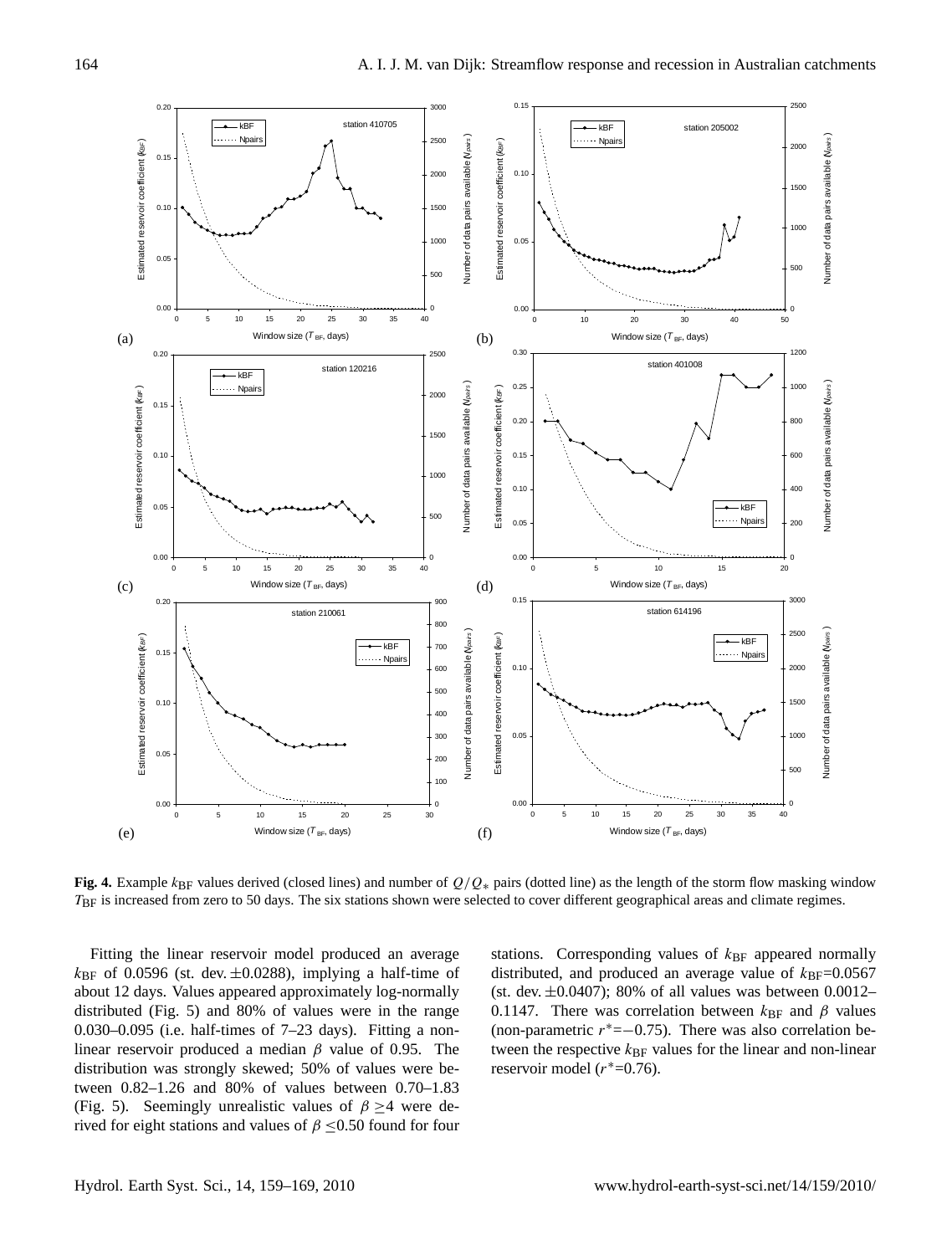**Fig. 4.** Example $k_{\mathrm{BF}}$ values derived (closed lines) and number of $Q/Q_*$ pairs (dotted line) as the length of the storm flow masking window $T_{\mathrm{BF}}$ is increased from zero to 50 days. The six stations shown were selected to cover different geographical areas and climate regimes.

Fitting the linear reservoir model produced an average $k_{\mathrm{BF}}$ of 0.0596 (st. dev. $\pm$0.0288), implying a half-time of about 12 days. Values appeared approximately log-normally distributed (Fig. 5) and 80% of values were in the range 0.030–0.095 (i.e. half-times of 7–23 days). Fitting a non-linear reservoir produced a median $\beta$ value of 0.95. The distribution was strongly skewed; 50% of values were between 0.82–1.26 and 80% of values between 0.70–1.83 (Fig. 5). Seemingly unrealistic values of $\beta \geq 4$ were derived for eight stations and values of $\beta \leq 0.50$ found for four stations. Corresponding values of $k_{\mathrm{BF}}$ appeared normally distributed, and produced an average value of $k_{\mathrm{BF}}$=0.0567 (st. dev. $\pm$0.0407); 80% of all values was between 0.0012–0.1147. There was correlation between $k_{\mathrm{BF}}$ and $\beta$ values (non-parametric $r^*$=−0.75). There was also correlation between the respective $k_{\mathrm{BF}}$ values for the linear and non-linear reservoir model ($r^*$=0.76).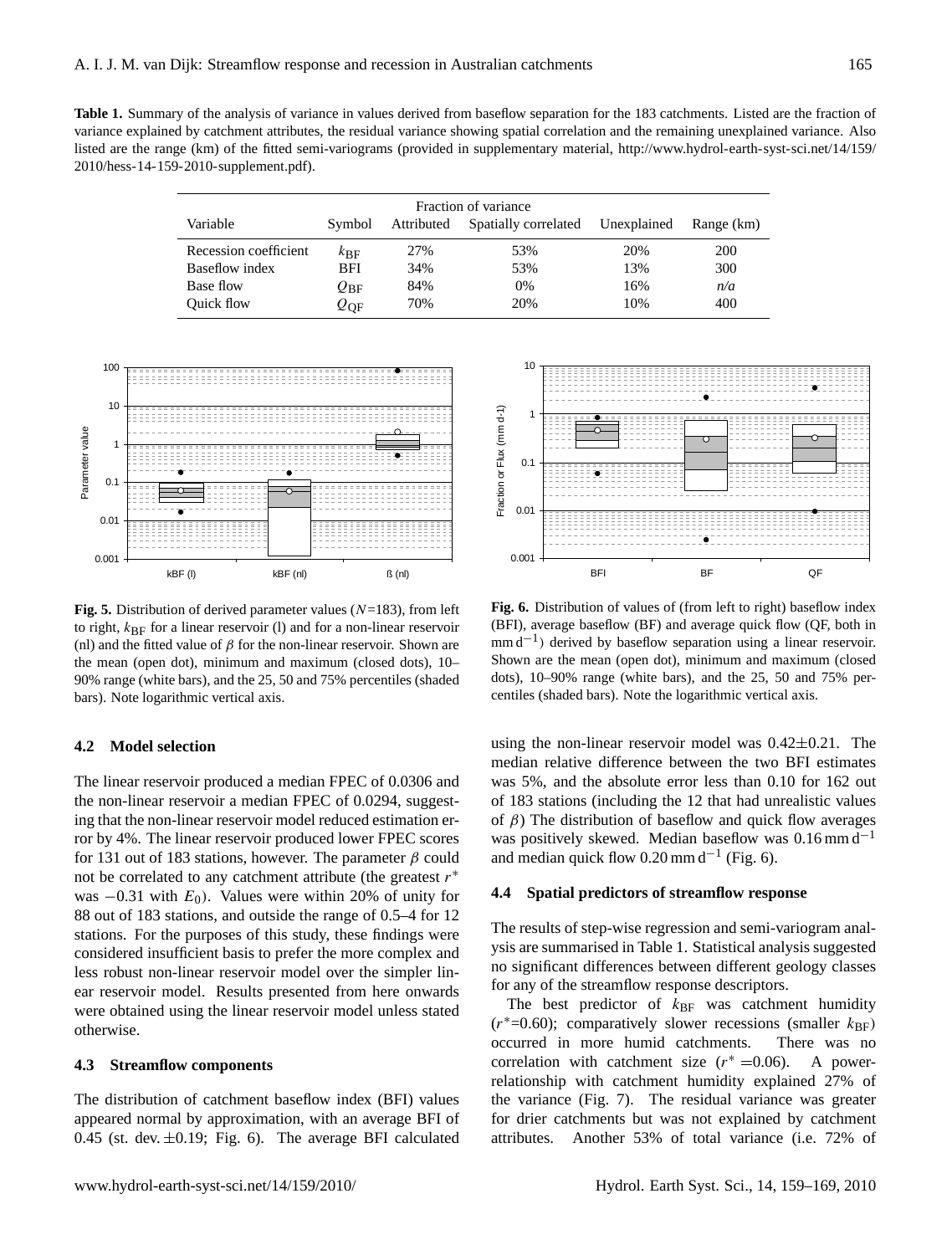**Table 1.** Summary of the analysis of variance in values derived from baseflow separation for the 183 catchments. Listed are the fraction of variance explained by catchment attributes, the residual variance showing spatial correlation and the remaining unexplained variance. Also listed are the range (km) of the fitted semi-variograms (provided in supplementary material, http://www.hydrol-earth-syst-sci.net/14/159/2010/hess-14-159-2010-supplement.pdf).

| Variable | Symbol | Fraction of variance | | | Range (km) |
|---|---|---|---|---|---|
| | | Attributed | Spatially correlated | Unexplained | |
| Recession coefficient | $k_{\mathrm{BF}}$ | 27% | 53% | 20% | 200 |
| Baseflow index | BFI | 34% | 53% | 13% | 300 |
| Base flow | $Q_{\mathrm{BF}}$ | 84% | 0% | 16% | *n/a* |
| Quick flow | $Q_{\mathrm{QF}}$ | 70% | 20% | 10% | 400 |

**Fig. 5.** Distribution of derived parameter values ($N$=183), from left to right, $k_{\mathrm{BF}}$ for a linear reservoir (l) and for a non-linear reservoir (nl) and the fitted value of $\beta$ for the non-linear reservoir. Shown are the mean (open dot), minimum and maximum (closed dots), 10–90% range (white bars), and the 25, 50 and 75% percentiles (shaded bars). Note logarithmic vertical axis.

**Fig. 6.** Distribution of values of (from left to right) baseflow index (BFI), average baseflow (BF) and average quick flow (QF, both in $\mathrm{mm\,d^{-1}}$) derived by baseflow separation using a linear reservoir. Shown are the mean (open dot), minimum and maximum (closed dots), 10–90% range (white bars), and the 25, 50 and 75% percentiles (shaded bars). Note the logarithmic vertical axis.

### 4.2 Model selection

The linear reservoir produced a median FPEC of 0.0306 and the non-linear reservoir a median FPEC of 0.0294, suggesting that the non-linear reservoir model reduced estimation error by 4%. The linear reservoir produced lower FPEC scores for 131 out of 183 stations, however. The parameter $\beta$ could not be correlated to any catchment attribute (the greatest $r^*$ was −0.31 with $E_0$). Values were within 20% of unity for 88 out of 183 stations, and outside the range of 0.5–4 for 12 stations. For the purposes of this study, these findings were considered insufficient basis to prefer the more complex and less robust non-linear reservoir model over the simpler linear reservoir model. Results presented from here onwards were obtained using the linear reservoir model unless stated otherwise.

### 4.3 Streamflow components

The distribution of catchment baseflow index (BFI) values appeared normal by approximation, with an average BFI of 0.45 (st. dev. ±0.19; Fig. 6). The average BFI calculated using the non-linear reservoir model was 0.42±0.21. The median relative difference between the two BFI estimates was 5%, and the absolute error less than 0.10 for 162 out of 183 stations (including the 12 that had unrealistic values of $\beta$) The distribution of baseflow and quick flow averages was positively skewed. Median baseflow was $0.16\,\mathrm{mm\,d^{-1}}$ and median quick flow $0.20\,\mathrm{mm\,d^{-1}}$ (Fig. 6).

### 4.4 Spatial predictors of streamflow response

The results of step-wise regression and semi-variogram analysis are summarised in Table 1. Statistical analysis suggested no significant differences between different geology classes for any of the streamflow response descriptors.

The best predictor of $k_{\mathrm{BF}}$ was catchment humidity ($r^*$=0.60); comparatively slower recessions (smaller $k_{\mathrm{BF}}$) occurred in more humid catchments. There was no correlation with catchment size ($r^*$ =0.06). A power-relationship with catchment humidity explained 27% of the variance (Fig. 7). The residual variance was greater for drier catchments but was not explained by catchment attributes. Another 53% of total variance (i.e. 72% of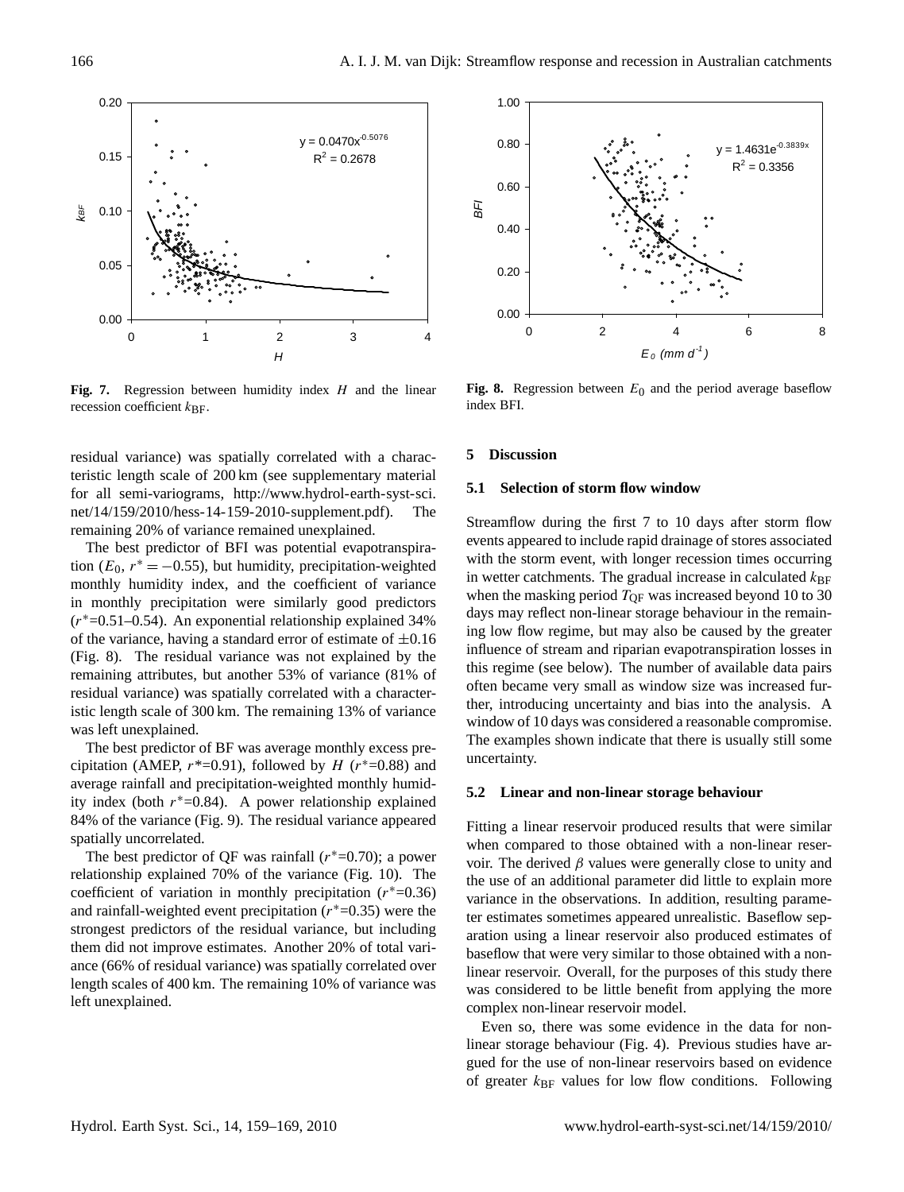**Fig. 7.** Regression between humidity index $H$ and the linear recession coefficient $k_{BF}$.

**Fig. 8.** Regression between $E_0$ and the period average baseflow index BFI.

residual variance) was spatially correlated with a characteristic length scale of 200 km (see supplementary material for all semi-variograms, http://www.hydrol-earth-syst-sci.net/14/159/2010/hess-14-159-2010-supplement.pdf). The remaining 20% of variance remained unexplained.

The best predictor of BFI was potential evapotranspiration ($E_0$, $r^* = -0.55$), but humidity, precipitation-weighted monthly humidity index, and the coefficient of variance in monthly precipitation were similarly good predictors ($r^*$=0.51–0.54). An exponential relationship explained 34% of the variance, having a standard error of estimate of $\pm 0.16$ (Fig. 8). The residual variance was not explained by the remaining attributes, but another 53% of variance (81% of residual variance) was spatially correlated with a characteristic length scale of 300 km. The remaining 13% of variance was left unexplained.

The best predictor of BF was average monthly excess precipitation (AMEP, $r^*$=0.91), followed by $H$ ($r^*$=0.88) and average rainfall and precipitation-weighted monthly humidity index (both $r^*$=0.84). A power relationship explained 84% of the variance (Fig. 9). The residual variance appeared spatially uncorrelated.

The best predictor of QF was rainfall ($r^*$=0.70); a power relationship explained 70% of the variance (Fig. 10). The coefficient of variation in monthly precipitation ($r^*$=0.36) and rainfall-weighted event precipitation ($r^*$=0.35) were the strongest predictors of the residual variance, but including them did not improve estimates. Another 20% of total variance (66% of residual variance) was spatially correlated over length scales of 400 km. The remaining 10% of variance was left unexplained.

## 5 Discussion

### 5.1 Selection of storm flow window

Streamflow during the first 7 to 10 days after storm flow events appeared to include rapid drainage of stores associated with the storm event, with longer recession times occurring in wetter catchments. The gradual increase in calculated $k_{BF}$ when the masking period $T_{QF}$ was increased beyond 10 to 30 days may reflect non-linear storage behaviour in the remaining low flow regime, but may also be caused by the greater influence of stream and riparian evapotranspiration losses in this regime (see below). The number of available data pairs often became very small as window size was increased further, introducing uncertainty and bias into the analysis. A window of 10 days was considered a reasonable compromise. The examples shown indicate that there is usually still some uncertainty.

### 5.2 Linear and non-linear storage behaviour

Fitting a linear reservoir produced results that were similar when compared to those obtained with a non-linear reservoir. The derived $\beta$ values were generally close to unity and the use of an additional parameter did little to explain more variance in the observations. In addition, resulting parameter estimates sometimes appeared unrealistic. Baseflow separation using a linear reservoir also produced estimates of baseflow that were very similar to those obtained with a non-linear reservoir. Overall, for the purposes of this study there was considered to be little benefit from applying the more complex non-linear reservoir model.

Even so, there was some evidence in the data for non-linear storage behaviour (Fig. 4). Previous studies have argued for the use of non-linear reservoirs based on evidence of greater $k_{BF}$ values for low flow conditions. Following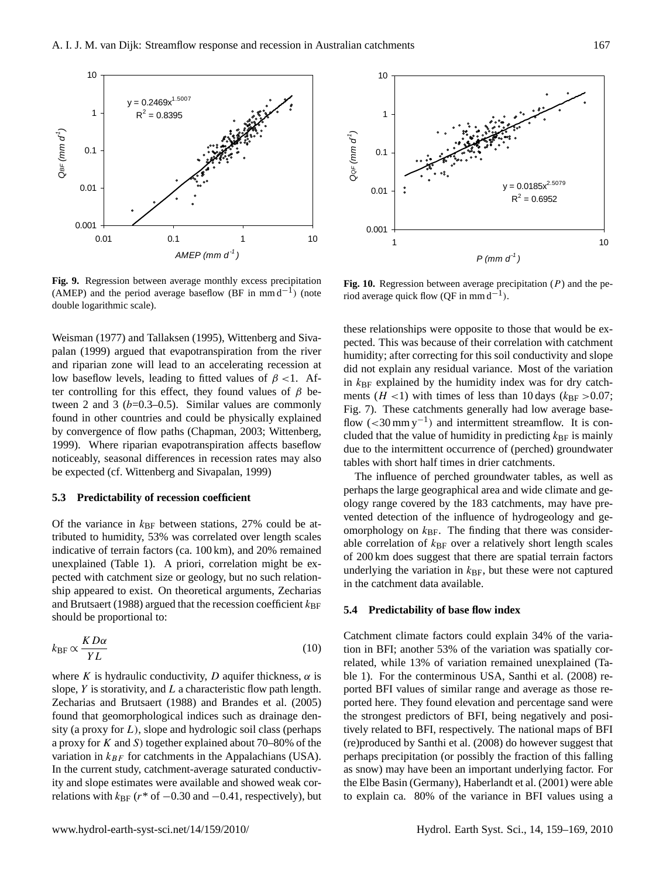**Fig. 9.** Regression between average monthly excess precipitation (AMEP) and the period average baseflow (BF in mm $d^{-1}$) (note double logarithmic scale).

**Fig. 10.** Regression between average precipitation ($P$) and the period average quick flow (QF in mm $d^{-1}$).

Weisman (1977) and Tallaksen (1995), Wittenberg and Sivapalan (1999) argued that evapotranspiration from the river and riparian zone will lead to an accelerating recession at low baseflow levels, leading to fitted values of $\beta < 1$. After controlling for this effect, they found values of $\beta$ between 2 and 3 ($b$=0.3–0.5). Similar values are commonly found in other countries and could be physically explained by convergence of flow paths (Chapman, 2003; Wittenberg, 1999). Where riparian evapotranspiration affects baseflow noticeably, seasonal differences in recession rates may also be expected (cf. Wittenberg and Sivapalan, 1999)

### 5.3 Predictability of recession coefficient

Of the variance in $k_{\mathrm{BF}}$ between stations, 27% could be attributed to humidity, 53% was correlated over length scales indicative of terrain factors (ca. 100 km), and 20% remained unexplained (Table 1). A priori, correlation might be expected with catchment size or geology, but no such relationship appeared to exist. On theoretical arguments, Zecharias and Brutsaert (1988) argued that the recession coefficient $k_{\mathrm{BF}}$ should be proportional to:

$$k_{\mathrm{BF}} \propto \frac{K D \alpha}{Y L} \tag{10}$$

where $K$ is hydraulic conductivity, $D$ aquifer thickness, $\alpha$ is slope, $Y$ is storativity, and $L$ a characteristic flow path length. Zecharias and Brutsaert (1988) and Brandes et al. (2005) found that geomorphological indices such as drainage density (a proxy for $L$), slope and hydrologic soil class (perhaps a proxy for $K$ and $S$) together explained about 70–80% of the variation in $k_{BF}$ for catchments in the Appalachians (USA). In the current study, catchment-average saturated conductivity and slope estimates were available and showed weak correlations with $k_{\mathrm{BF}}$ ($r^*$ of −0.30 and −0.41, respectively), but these relationships were opposite to those that would be expected. This was because of their correlation with catchment humidity; after correcting for this soil conductivity and slope did not explain any residual variance. Most of the variation in $k_{\mathrm{BF}}$ explained by the humidity index was for dry catchments ($H < 1$) with times of less than 10 days ($k_{\mathrm{BF}} > 0.07$; Fig. 7). These catchments generally had low average baseflow (<30 mm $y^{-1}$) and intermittent streamflow. It is concluded that the value of humidity in predicting $k_{\mathrm{BF}}$ is mainly due to the intermittent occurrence of (perched) groundwater tables with short half times in drier catchments.

The influence of perched groundwater tables, as well as perhaps the large geographical area and wide climate and geology range covered by the 183 catchments, may have prevented detection of the influence of hydrogeology and geomorphology on $k_{\mathrm{BF}}$. The finding that there was considerable correlation of $k_{\mathrm{BF}}$ over a relatively short length scales of 200 km does suggest that there are spatial terrain factors underlying the variation in $k_{\mathrm{BF}}$, but these were not captured in the catchment data available.

### 5.4 Predictability of base flow index

Catchment climate factors could explain 34% of the variation in BFI; another 53% of the variation was spatially correlated, while 13% of variation remained unexplained (Table 1). For the conterminous USA, Santhi et al. (2008) reported BFI values of similar range and average as those reported here. They found elevation and percentage sand were the strongest predictors of BFI, being negatively and positively related to BFI, respectively. The national maps of BFI (re)produced by Santhi et al. (2008) do however suggest that perhaps precipitation (or possibly the fraction of this falling as snow) may have been an important underlying factor. For the Elbe Basin (Germany), Haberlandt et al. (2001) were able to explain ca. 80% of the variance in BFI values using a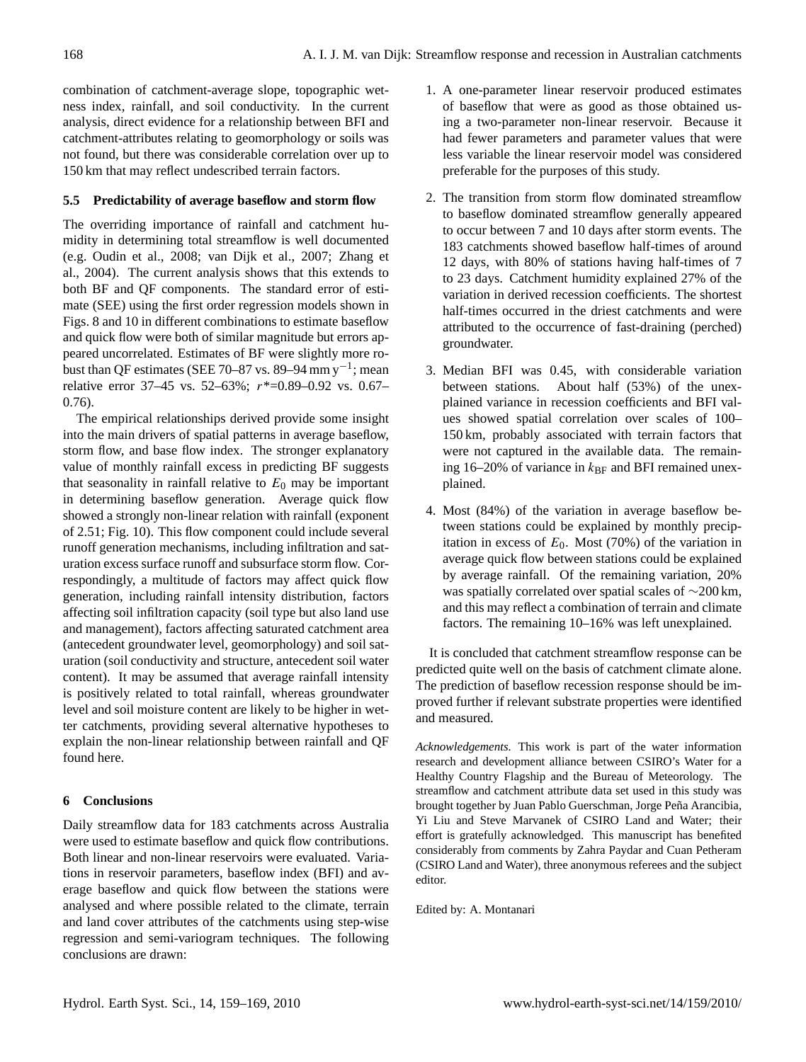combination of catchment-average slope, topographic wetness index, rainfall, and soil conductivity. In the current analysis, direct evidence for a relationship between BFI and catchment-attributes relating to geomorphology or soils was not found, but there was considerable correlation over up to 150 km that may reflect undescribed terrain factors.

### 5.5 Predictability of average baseflow and storm flow

The overriding importance of rainfall and catchment humidity in determining total streamflow is well documented (e.g. Oudin et al., 2008; van Dijk et al., 2007; Zhang et al., 2004). The current analysis shows that this extends to both BF and QF components. The standard error of estimate (SEE) using the first order regression models shown in Figs. 8 and 10 in different combinations to estimate baseflow and quick flow were both of similar magnitude but errors appeared uncorrelated. Estimates of BF were slightly more robust than QF estimates (SEE 70–87 vs. 89–94 mm $y^{-1}$; mean relative error 37–45 vs. 52–63%; $r^*$=0.89–0.92 vs. 0.67–0.76).

The empirical relationships derived provide some insight into the main drivers of spatial patterns in average baseflow, storm flow, and base flow index. The stronger explanatory value of monthly rainfall excess in predicting BF suggests that seasonality in rainfall relative to $E_0$ may be important in determining baseflow generation. Average quick flow showed a strongly non-linear relation with rainfall (exponent of 2.51; Fig. 10). This flow component could include several runoff generation mechanisms, including infiltration and saturation excess surface runoff and subsurface storm flow. Correspondingly, a multitude of factors may affect quick flow generation, including rainfall intensity distribution, factors affecting soil infiltration capacity (soil type but also land use and management), factors affecting saturated catchment area (antecedent groundwater level, geomorphology) and soil saturation (soil conductivity and structure, antecedent soil water content). It may be assumed that average rainfall intensity is positively related to total rainfall, whereas groundwater level and soil moisture content are likely to be higher in wetter catchments, providing several alternative hypotheses to explain the non-linear relationship between rainfall and QF found here.

## 6 Conclusions

Daily streamflow data for 183 catchments across Australia were used to estimate baseflow and quick flow contributions. Both linear and non-linear reservoirs were evaluated. Variations in reservoir parameters, baseflow index (BFI) and average baseflow and quick flow between the stations were analysed and where possible related to the climate, terrain and land cover attributes of the catchments using step-wise regression and semi-variogram techniques. The following conclusions are drawn:

1. A one-parameter linear reservoir produced estimates of baseflow that were as good as those obtained using a two-parameter non-linear reservoir. Because it had fewer parameters and parameter values that were less variable the linear reservoir model was considered preferable for the purposes of this study.

2. The transition from storm flow dominated streamflow to baseflow dominated streamflow generally appeared to occur between 7 and 10 days after storm events. The 183 catchments showed baseflow half-times of around 12 days, with 80% of stations having half-times of 7 to 23 days. Catchment humidity explained 27% of the variation in derived recession coefficients. The shortest half-times occurred in the driest catchments and were attributed to the occurrence of fast-draining (perched) groundwater.

3. Median BFI was 0.45, with considerable variation between stations. About half (53%) of the unexplained variance in recession coefficients and BFI values showed spatial correlation over scales of 100–150 km, probably associated with terrain factors that were not captured in the available data. The remaining 16–20% of variance in $k_{\mathrm{BF}}$ and BFI remained unexplained.

4. Most (84%) of the variation in average baseflow between stations could be explained by monthly precipitation in excess of $E_0$. Most (70%) of the variation in average quick flow between stations could be explained by average rainfall. Of the remaining variation, 20% was spatially correlated over spatial scales of ~200 km, and this may reflect a combination of terrain and climate factors. The remaining 10–16% was left unexplained.

It is concluded that catchment streamflow response can be predicted quite well on the basis of catchment climate alone. The prediction of baseflow recession response should be improved further if relevant substrate properties were identified and measured.

*Acknowledgements.* This work is part of the water information research and development alliance between CSIRO's Water for a Healthy Country Flagship and the Bureau of Meteorology. The streamflow and catchment attribute data set used in this study was brought together by Juan Pablo Guerschman, Jorge Peña Arancibia, Yi Liu and Steve Marvanek of CSIRO Land and Water; their effort is gratefully acknowledged. This manuscript has benefited considerably from comments by Zahra Paydar and Cuan Petheram (CSIRO Land and Water), three anonymous referees and the subject editor.

Edited by: A. Montanari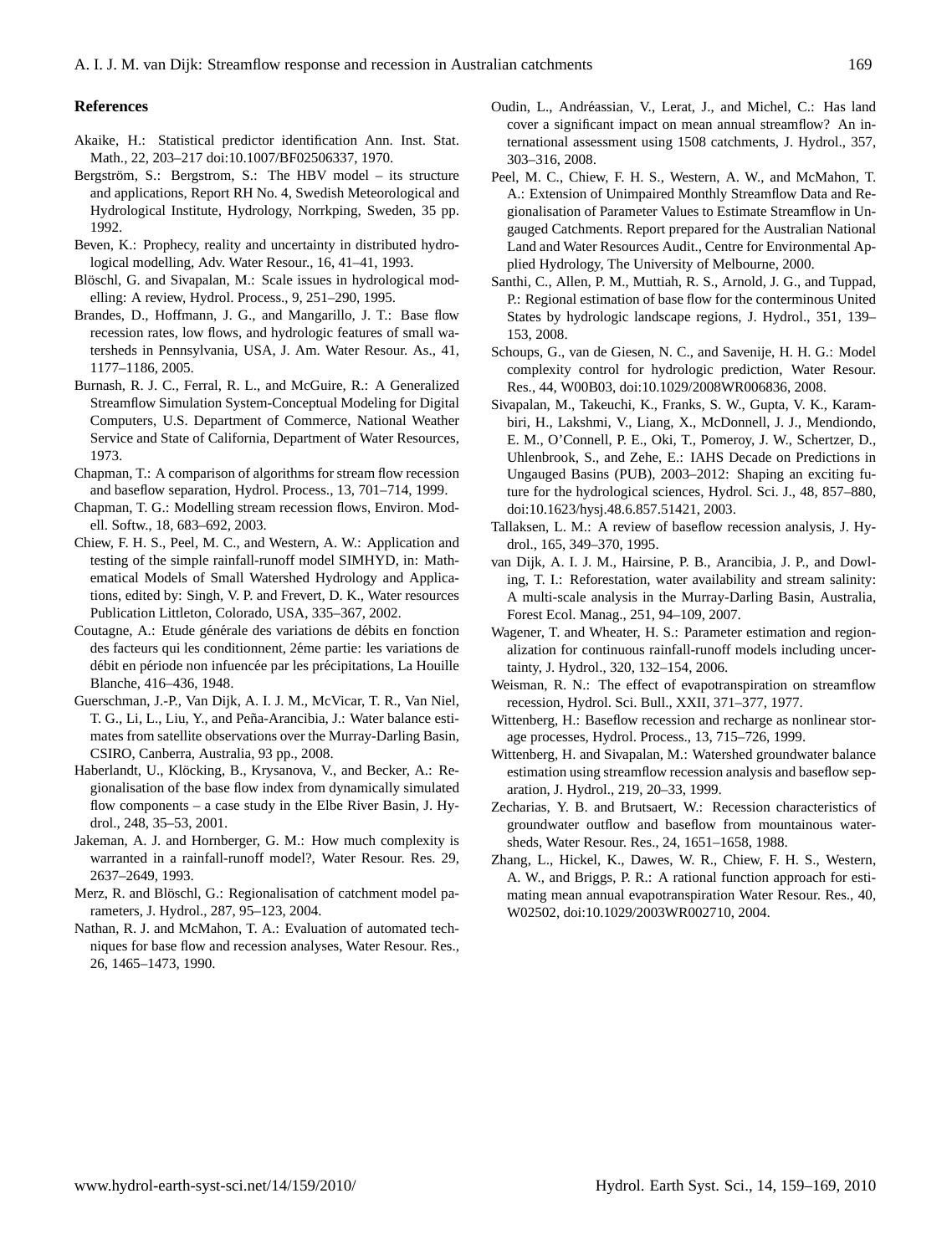## References

Akaike, H.: Statistical predictor identification Ann. Inst. Stat. Math., 22, 203–217 doi:10.1007/BF02506337, 1970.

Bergström, S.: Bergstrom, S.: The HBV model – its structure and applications, Report RH No. 4, Swedish Meteorological and Hydrological Institute, Hydrology, Norrkping, Sweden, 35 pp. 1992.

Beven, K.: Prophecy, reality and uncertainty in distributed hydrological modelling, Adv. Water Resour., 16, 41–41, 1993.

Blöschl, G. and Sivapalan, M.: Scale issues in hydrological modelling: A review, Hydrol. Process., 9, 251–290, 1995.

Brandes, D., Hoffmann, J. G., and Mangarillo, J. T.: Base flow recession rates, low flows, and hydrologic features of small watersheds in Pennsylvania, USA, J. Am. Water Resour. As., 41, 1177–1186, 2005.

Burnash, R. J. C., Ferral, R. L., and McGuire, R.: A Generalized Streamflow Simulation System-Conceptual Modeling for Digital Computers, U.S. Department of Commerce, National Weather Service and State of California, Department of Water Resources, 1973.

Chapman, T.: A comparison of algorithms for stream flow recession and baseflow separation, Hydrol. Process., 13, 701–714, 1999.

Chapman, T. G.: Modelling stream recession flows, Environ. Modell. Softw., 18, 683–692, 2003.

Chiew, F. H. S., Peel, M. C., and Western, A. W.: Application and testing of the simple rainfall-runoff model SIMHYD, in: Mathematical Models of Small Watershed Hydrology and Applications, edited by: Singh, V. P. and Frevert, D. K., Water resources Publication Littleton, Colorado, USA, 335–367, 2002.

Coutagne, A.: Etude générale des variations de débits en fonction des facteurs qui les conditionnent, 2éme partie: les variations de débit en période non infuencée par les précipitations, La Houille Blanche, 416–436, 1948.

Guerschman, J.-P., Van Dijk, A. I. J. M., McVicar, T. R., Van Niel, T. G., Li, L., Liu, Y., and Peña-Arancibia, J.: Water balance estimates from satellite observations over the Murray-Darling Basin, CSIRO, Canberra, Australia, 93 pp., 2008.

Haberlandt, U., Klöcking, B., Krysanova, V., and Becker, A.: Regionalisation of the base flow index from dynamically simulated flow components – a case study in the Elbe River Basin, J. Hydrol., 248, 35–53, 2001.

Jakeman, A. J. and Hornberger, G. M.: How much complexity is warranted in a rainfall-runoff model?, Water Resour. Res. 29, 2637–2649, 1993.

Merz, R. and Blöschl, G.: Regionalisation of catchment model parameters, J. Hydrol., 287, 95–123, 2004.

Nathan, R. J. and McMahon, T. A.: Evaluation of automated techniques for base flow and recession analyses, Water Resour. Res., 26, 1465–1473, 1990.

Oudin, L., Andréassian, V., Lerat, J., and Michel, C.: Has land cover a significant impact on mean annual streamflow? An international assessment using 1508 catchments, J. Hydrol., 357, 303–316, 2008.

Peel, M. C., Chiew, F. H. S., Western, A. W., and McMahon, T. A.: Extension of Unimpaired Monthly Streamflow Data and Regionalisation of Parameter Values to Estimate Streamflow in Ungauged Catchments. Report prepared for the Australian National Land and Water Resources Audit., Centre for Environmental Applied Hydrology, The University of Melbourne, 2000.

Santhi, C., Allen, P. M., Muttiah, R. S., Arnold, J. G., and Tuppad, P.: Regional estimation of base flow for the conterminous United States by hydrologic landscape regions, J. Hydrol., 351, 139–153, 2008.

Schoups, G., van de Giesen, N. C., and Savenije, H. H. G.: Model complexity control for hydrologic prediction, Water Resour. Res., 44, W00B03, doi:10.1029/2008WR006836, 2008.

Sivapalan, M., Takeuchi, K., Franks, S. W., Gupta, V. K., Karambiri, H., Lakshmi, V., Liang, X., McDonnell, J. J., Mendiondo, E. M., O'Connell, P. E., Oki, T., Pomeroy, J. W., Schertzer, D., Uhlenbrook, S., and Zehe, E.: IAHS Decade on Predictions in Ungauged Basins (PUB), 2003–2012: Shaping an exciting future for the hydrological sciences, Hydrol. Sci. J., 48, 857–880, doi:10.1623/hysj.48.6.857.51421, 2003.

Tallaksen, L. M.: A review of baseflow recession analysis, J. Hydrol., 165, 349–370, 1995.

van Dijk, A. I. J. M., Hairsine, P. B., Arancibia, J. P., and Dowling, T. I.: Reforestation, water availability and stream salinity: A multi-scale analysis in the Murray-Darling Basin, Australia, Forest Ecol. Manag., 251, 94–109, 2007.

Wagener, T. and Wheater, H. S.: Parameter estimation and regionalization for continuous rainfall-runoff models including uncertainty, J. Hydrol., 320, 132–154, 2006.

Weisman, R. N.: The effect of evapotranspiration on streamflow recession, Hydrol. Sci. Bull., XXII, 371–377, 1977.

Wittenberg, H.: Baseflow recession and recharge as nonlinear storage processes, Hydrol. Process., 13, 715–726, 1999.

Wittenberg, H. and Sivapalan, M.: Watershed groundwater balance estimation using streamflow recession analysis and baseflow separation, J. Hydrol., 219, 20–33, 1999.

Zecharias, Y. B. and Brutsaert, W.: Recession characteristics of groundwater outflow and baseflow from mountainous watersheds, Water Resour. Res., 24, 1651–1658, 1988.

Zhang, L., Hickel, K., Dawes, W. R., Chiew, F. H. S., Western, A. W., and Briggs, P. R.: A rational function approach for estimating mean annual evapotranspiration Water Resour. Res., 40, W02502, doi:10.1029/2003WR002710, 2004.